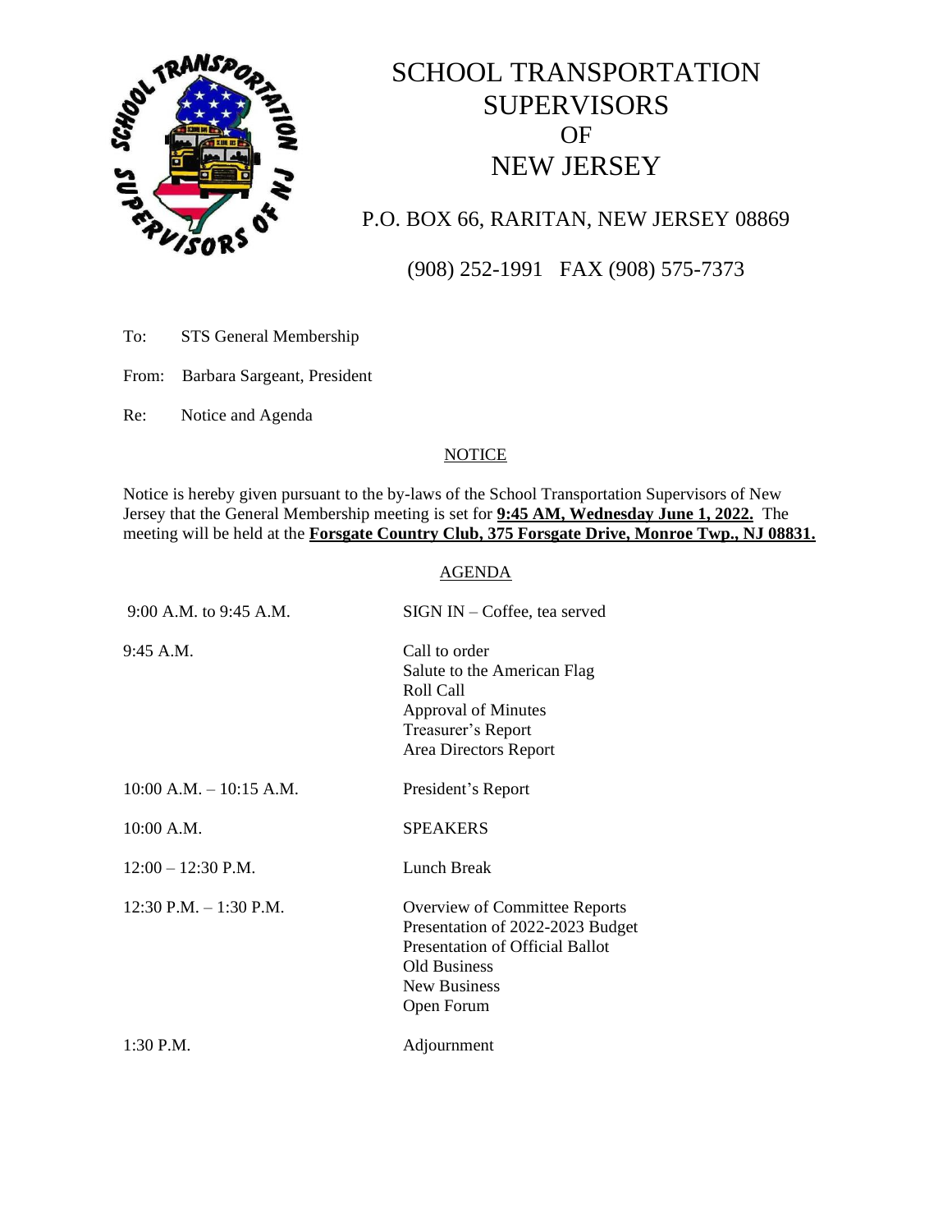# SCHOOL TRANSPORTATION SUPERVISORS OF NEW JERSEY

P.O. BOX 66, RARITAN, NEW JERSEY 08869

(908) 252-1991 FAX (908) 575-7373

To: STS General Membership

From: Barbara Sargeant, President

Re: Notice and Agenda

## NOTICE

Notice is hereby given pursuant to the by-laws of the School Transportation Supervisors of New Jersey that the General Membership meeting is set for **9:45 AM, Wednesday June 1, 2022.** The meeting will be held at the **Forsgate Country Club, 375 Forsgate Drive, Monroe Twp., NJ 08831.**

## AGENDA

| | |
|---|---|
| 9:00 A.M. to 9:45 A.M. | SIGN IN – Coffee, tea served |
| 9:45 A.M. | Call to order<br>Salute to the American Flag<br>Roll Call<br>Approval of Minutes<br>Treasurer's Report<br>Area Directors Report |
| 10:00 A.M. – 10:15 A.M. | President's Report |
| 10:00 A.M. | SPEAKERS |
| 12:00 – 12:30 P.M. | Lunch Break |
| 12:30 P.M. – 1:30 P.M. | Overview of Committee Reports<br>Presentation of 2022-2023 Budget<br>Presentation of Official Ballot<br>Old Business<br>New Business<br>Open Forum |
| 1:30 P.M. | Adjournment |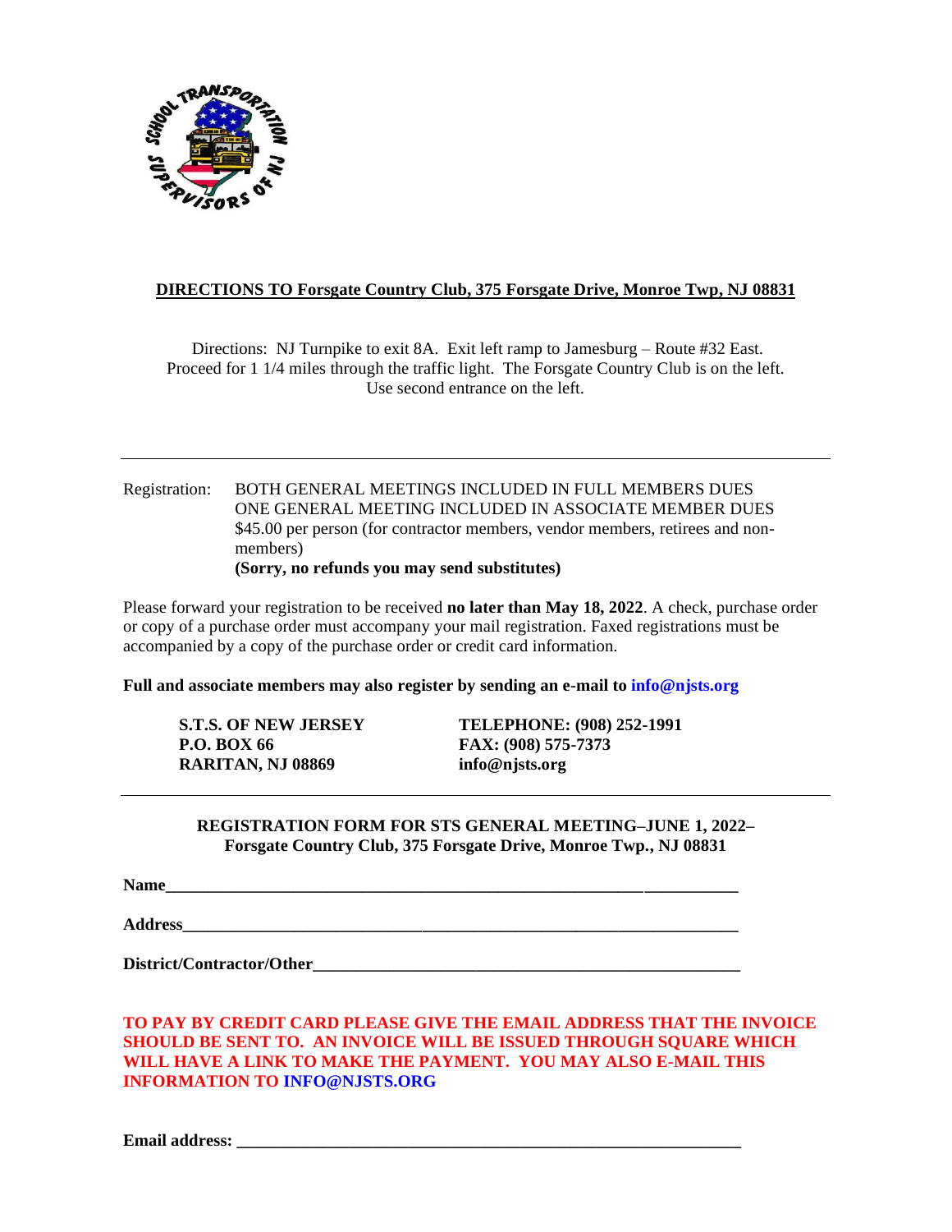**DIRECTIONS TO Forsgate Country Club, 375 Forsgate Drive, Monroe Twp, NJ 08831**

Directions: NJ Turnpike to exit 8A. Exit left ramp to Jamesburg – Route #32 East. Proceed for 1 1/4 miles through the traffic light. The Forsgate Country Club is on the left. Use second entrance on the left.

---

Registration: BOTH GENERAL MEETINGS INCLUDED IN FULL MEMBERS DUES
ONE GENERAL MEETING INCLUDED IN ASSOCIATE MEMBER DUES
$45.00 per person (for contractor members, vendor members, retirees and non-members)
**(Sorry, no refunds you may send substitutes)**

Please forward your registration to be received **no later than May 18, 2022**. A check, purchase order or copy of a purchase order must accompany your mail registration. Faxed registrations must be accompanied by a copy of the purchase order or credit card information.

**Full and associate members may also register by sending an e-mail to info@njsts.org**

**S.T.S. OF NEW JERSEY**
**P.O. BOX 66**
**RARITAN, NJ 08869**

**TELEPHONE: (908) 252-1991**
**FAX: (908) 575-7373**
**info@njsts.org**

---

**REGISTRATION FORM FOR STS GENERAL MEETING–JUNE 1, 2022–**
**Forsgate Country Club, 375 Forsgate Drive, Monroe Twp., NJ 08831**

**Name**________________________________________________________________________

**Address**_____________________________________________________________________

**District/Contractor/Other**_____________________________________________________

**TO PAY BY CREDIT CARD PLEASE GIVE THE EMAIL ADDRESS THAT THE INVOICE SHOULD BE SENT TO. AN INVOICE WILL BE ISSUED THROUGH SQUARE WHICH WILL HAVE A LINK TO MAKE THE PAYMENT. YOU MAY ALSO E-MAIL THIS INFORMATION TO INFO@NJSTS.ORG**

**Email address:** ______________________________________________________________